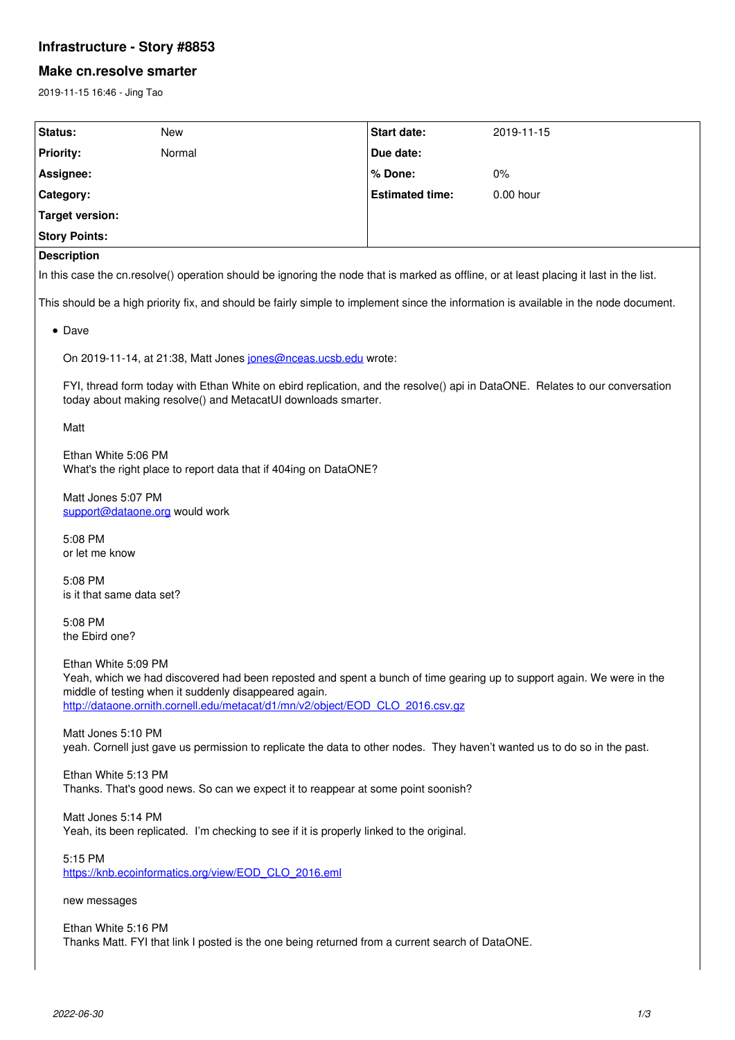# Infrastructure - Story #8853

## Make cn.resolve smarter

2019-11-15 16:46 - Jing Tao

| | | | |
|---|---|---|---|
| **Status:** | New | **Start date:** | 2019-11-15 |
| **Priority:** | Normal | **Due date:** | |
| **Assignee:** | | **% Done:** | 0% |
| **Category:** | | **Estimated time:** | 0.00 hour |
| **Target version:** | | | |
| **Story Points:** | | | |

**Description**

In this case the cn.resolve() operation should be ignoring the node that is marked as offline, or at least placing it last in the list.

This should be a high priority fix, and should be fairly simple to implement since the information is available in the node document.

- Dave

  On 2019-11-14, at 21:38, Matt Jones jones@nceas.ucsb.edu wrote:

  FYI, thread form today with Ethan White on ebird replication, and the resolve() api in DataONE. Relates to our conversation today about making resolve() and MetacatUI downloads smarter.

  Matt

  Ethan White 5:06 PM
  What's the right place to report data that if 404ing on DataONE?

  Matt Jones 5:07 PM
  support@dataone.org would work

  5:08 PM
  or let me know

  5:08 PM
  is it that same data set?

  5:08 PM
  the Ebird one?

  Ethan White 5:09 PM
  Yeah, which we had discovered had been reposted and spent a bunch of time gearing up to support again. We were in the middle of testing when it suddenly disappeared again.
  http://dataone.ornith.cornell.edu/metacat/d1/mn/v2/object/EOD_CLO_2016.csv.gz

  Matt Jones 5:10 PM
  yeah. Cornell just gave us permission to replicate the data to other nodes. They haven't wanted us to do so in the past.

  Ethan White 5:13 PM
  Thanks. That's good news. So can we expect it to reappear at some point soonish?

  Matt Jones 5:14 PM
  Yeah, its been replicated. I'm checking to see if it is properly linked to the original.

  5:15 PM
  https://knb.ecoinformatics.org/view/EOD_CLO_2016.eml

  new messages

  Ethan White 5:16 PM
  Thanks Matt. FYI that link I posted is the one being returned from a current search of DataONE.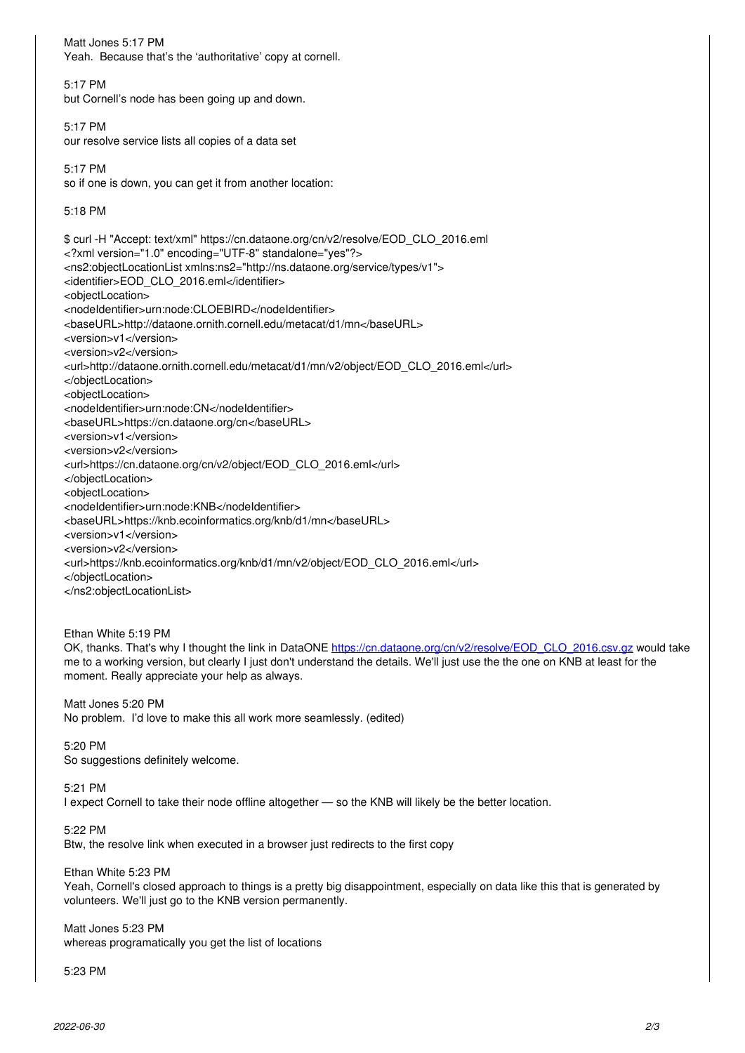Matt Jones 5:17 PM
Yeah. Because that's the 'authoritative' copy at cornell.

5:17 PM
but Cornell's node has been going up and down.

5:17 PM
our resolve service lists all copies of a data set

5:17 PM
so if one is down, you can get it from another location:

5:18 PM

```
$ curl -H "Accept: text/xml" https://cn.dataone.org/cn/v2/resolve/EOD_CLO_2016.eml
<?xml version="1.0" encoding="UTF-8" standalone="yes"?>
<ns2:objectLocationList xmlns:ns2="http://ns.dataone.org/service/types/v1">
<identifier>EOD_CLO_2016.eml</identifier>
<objectLocation>
<nodeIdentifier>urn:node:CLOEBIRD</nodeIdentifier>
<baseURL>http://dataone.ornith.cornell.edu/metacat/d1/mn</baseURL>
<version>v1</version>
<version>v2</version>
<url>http://dataone.ornith.cornell.edu/metacat/d1/mn/v2/object/EOD_CLO_2016.eml</url>
</objectLocation>
<objectLocation>
<nodeIdentifier>urn:node:CN</nodeIdentifier>
<baseURL>https://cn.dataone.org/cn</baseURL>
<version>v1</version>
<version>v2</version>
<url>https://cn.dataone.org/cn/v2/object/EOD_CLO_2016.eml</url>
</objectLocation>
<objectLocation>
<nodeIdentifier>urn:node:KNB</nodeIdentifier>
<baseURL>https://knb.ecoinformatics.org/knb/d1/mn</baseURL>
<version>v1</version>
<version>v2</version>
<url>https://knb.ecoinformatics.org/knb/d1/mn/v2/object/EOD_CLO_2016.eml</url>
</objectLocation>
</ns2:objectLocationList>
```

Ethan White 5:19 PM
OK, thanks. That's why I thought the link in DataONE https://cn.dataone.org/cn/v2/resolve/EOD_CLO_2016.csv.gz would take me to a working version, but clearly I just don't understand the details. We'll just use the the one on KNB at least for the moment. Really appreciate your help as always.

Matt Jones 5:20 PM
No problem. I'd love to make this all work more seamlessly. (edited)

5:20 PM
So suggestions definitely welcome.

5:21 PM
I expect Cornell to take their node offline altogether — so the KNB will likely be the better location.

5:22 PM
Btw, the resolve link when executed in a browser just redirects to the first copy

Ethan White 5:23 PM
Yeah, Cornell's closed approach to things is a pretty big disappointment, especially on data like this that is generated by volunteers. We'll just go to the KNB version permanently.

Matt Jones 5:23 PM
whereas programatically you get the list of locations

5:23 PM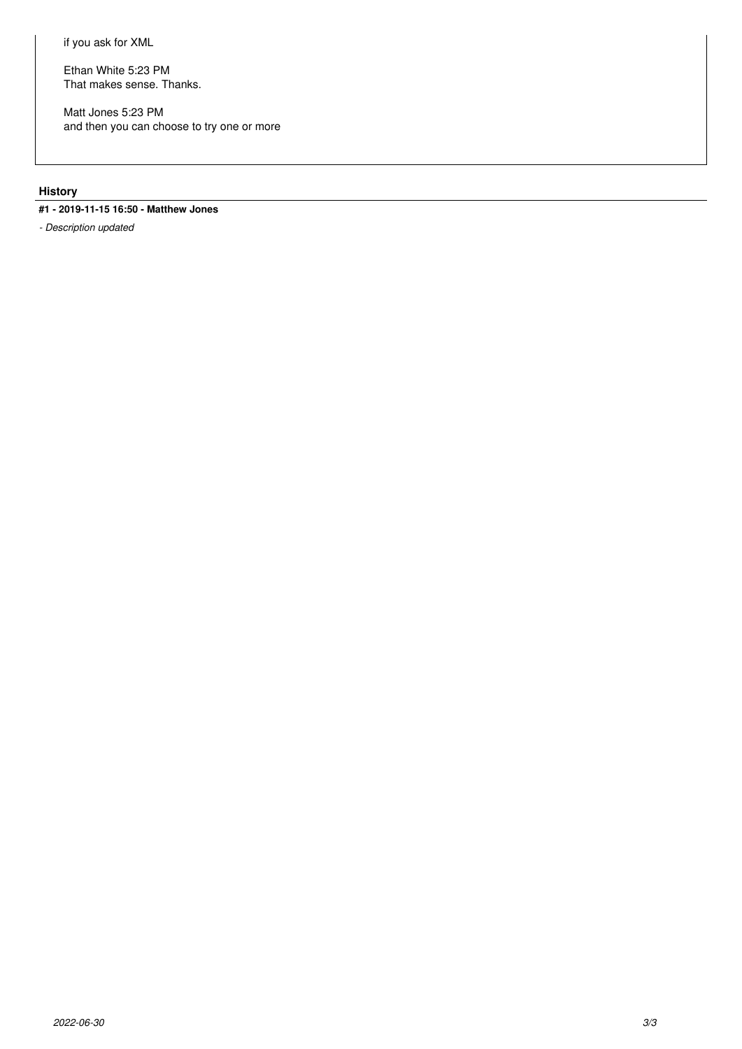if you ask for XML

Ethan White 5:23 PM
That makes sense. Thanks.

Matt Jones 5:23 PM
and then you can choose to try one or more

### History

**#1 - 2019-11-15 16:50 - Matthew Jones**

*- Description updated*